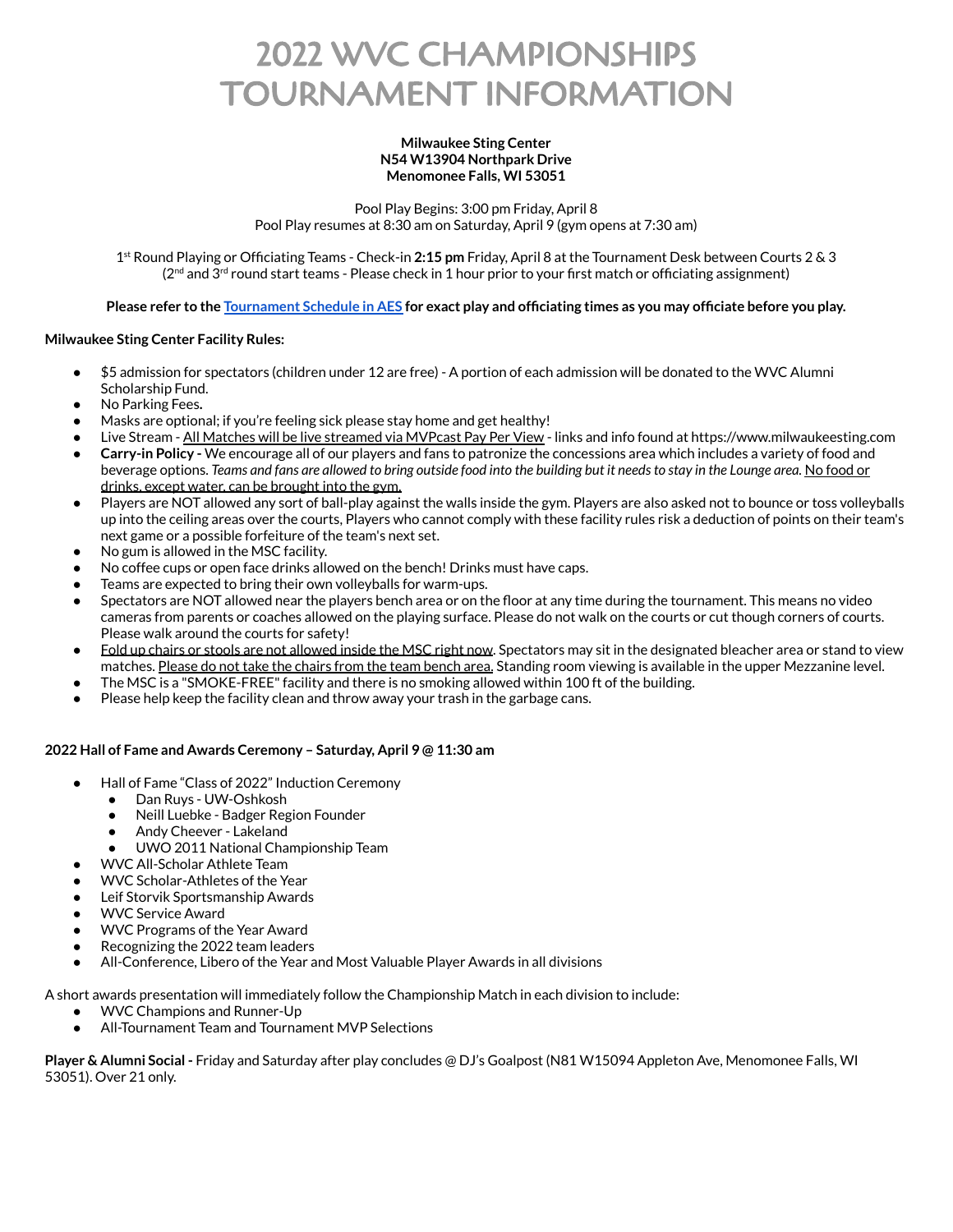# 2022 WVC CHAMPIONSHIPS TOURNAMENT INFORMATION

**Milwaukee Sting Center**
**N54 W13904 Northpark Drive**
**Menomonee Falls, WI 53051**

Pool Play Begins: 3:00 pm Friday, April 8
Pool Play resumes at 8:30 am on Saturday, April 9 (gym opens at 7:30 am)

1st Round Playing or Officiating Teams - Check-in **2:15 pm** Friday, April 8 at the Tournament Desk between Courts 2 & 3
(2nd and 3rd round start teams - Please check in 1 hour prior to your first match or officiating assignment)

**Please refer to the Tournament Schedule in AES for exact play and officiating times as you may officiate before you play.**

**Milwaukee Sting Center Facility Rules:**

- $5 admission for spectators (children under 12 are free) - A portion of each admission will be donated to the WVC Alumni Scholarship Fund.
- No Parking Fees.
- Masks are optional; if you're feeling sick please stay home and get healthy!
- Live Stream - All Matches will be live streamed via MVPcast Pay Per View - links and info found at https://www.milwaukeesting.com
- **Carry-in Policy -** We encourage all of our players and fans to patronize the concessions area which includes a variety of food and beverage options. *Teams and fans are allowed to bring outside food into the building but it needs to stay in the Lounge area.* No food or drinks, except water, can be brought into the gym.
- Players are NOT allowed any sort of ball-play against the walls inside the gym. Players are also asked not to bounce or toss volleyballs up into the ceiling areas over the courts, Players who cannot comply with these facility rules risk a deduction of points on their team's next game or a possible forfeiture of the team's next set.
- No gum is allowed in the MSC facility.
- No coffee cups or open face drinks allowed on the bench! Drinks must have caps.
- Teams are expected to bring their own volleyballs for warm-ups.
- Spectators are NOT allowed near the players bench area or on the floor at any time during the tournament. This means no video cameras from parents or coaches allowed on the playing surface. Please do not walk on the courts or cut though corners of courts. Please walk around the courts for safety!
- Fold up chairs or stools are not allowed inside the MSC right now. Spectators may sit in the designated bleacher area or stand to view matches. Please do not take the chairs from the team bench area. Standing room viewing is available in the upper Mezzanine level.
- The MSC is a "SMOKE-FREE" facility and there is no smoking allowed within 100 ft of the building.
- Please help keep the facility clean and throw away your trash in the garbage cans.

**2022 Hall of Fame and Awards Ceremony – Saturday, April 9 @ 11:30 am**

- Hall of Fame "Class of 2022" Induction Ceremony
  - Dan Ruys - UW-Oshkosh
  - Neill Luebke - Badger Region Founder
  - Andy Cheever - Lakeland
  - UWO 2011 National Championship Team
- WVC All-Scholar Athlete Team
- WVC Scholar-Athletes of the Year
- Leif Storvik Sportsmanship Awards
- WVC Service Award
- WVC Programs of the Year Award
- Recognizing the 2022 team leaders
- All-Conference, Libero of the Year and Most Valuable Player Awards in all divisions

A short awards presentation will immediately follow the Championship Match in each division to include:

- WVC Champions and Runner-Up
- All-Tournament Team and Tournament MVP Selections

**Player & Alumni Social -** Friday and Saturday after play concludes @ DJ's Goalpost (N81 W15094 Appleton Ave, Menomonee Falls, WI 53051). Over 21 only.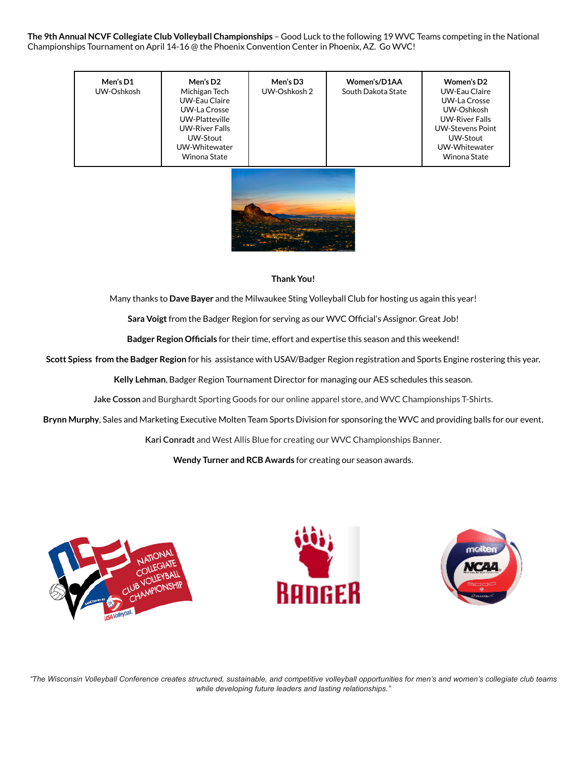**The 9th Annual NCVF Collegiate Club Volleyball Championships** – Good Luck to the following 19 WVC Teams competing in the National Championships Tournament on April 14-16 @ the Phoenix Convention Center in Phoenix, AZ. Go WVC!

| Men's D1 | Men's D2 | Men's D3 | Women's/D1AA | Women's D2 |
|---|---|---|---|---|
| UW-Oshkosh | Michigan Tech | UW-Oshkosh 2 | South Dakota State | UW-Eau Claire |
| | UW-Eau Claire | | | UW-La Crosse |
| | UW-La Crosse | | | UW-Oshkosh |
| | UW-Platteville | | | UW-River Falls |
| | UW-River Falls | | | UW-Stevens Point |
| | UW-Stout | | | UW-Stout |
| | UW-Whitewater | | | UW-Whitewater |
| | Winona State | | | Winona State |

**Thank You!**

Many thanks to **Dave Bayer** and the Milwaukee Sting Volleyball Club for hosting us again this year!

**Sara Voigt** from the Badger Region for serving as our WVC Official's Assignor. Great Job!

**Badger Region Officials** for their time, effort and expertise this season and this weekend!

**Scott Spiess from the Badger Region** for his assistance with USAV/Badger Region registration and Sports Engine rostering this year.

**Kelly Lehman**, Badger Region Tournament Director for managing our AES schedules this season.

**Jake Cosson** and Burghardt Sporting Goods for our online apparel store, and WVC Championships T-Shirts.

**Brynn Murphy**, Sales and Marketing Executive Molten Team Sports Division for sponsoring the WVC and providing balls for our event.

**Kari Conradt** and West Allis Blue for creating our WVC Championships Banner.

**Wendy Turner and RCB Awards** for creating our season awards.

*"The Wisconsin Volleyball Conference creates structured, sustainable, and competitive volleyball opportunities for men's and women's collegiate club teams while developing future leaders and lasting relationships."*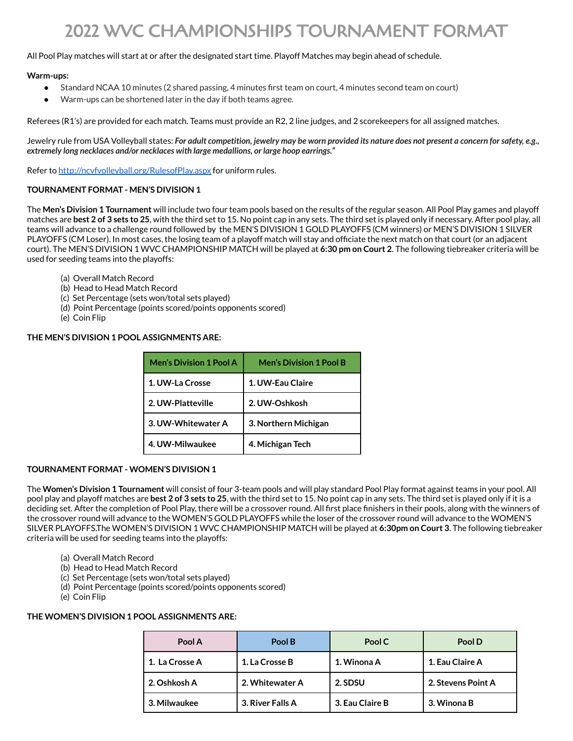# 2022 WVC CHAMPIONSHIPS TOURNAMENT FORMAT

All Pool Play matches will start at or after the designated start time. Playoff Matches may begin ahead of schedule.

**Warm-ups:**

- Standard NCAA 10 minutes (2 shared passing, 4 minutes first team on court, 4 minutes second team on court)
- Warm-ups can be shortened later in the day if both teams agree.

Referees (R1's) are provided for each match. Teams must provide an R2, 2 line judges, and 2 scorekeepers for all assigned matches.

Jewelry rule from USA Volleyball states: ***For adult competition, jewelry may be worn provided its nature does not present a concern for safety, e.g., extremely long necklaces and/or necklaces with large medallions, or large hoop earrings."***

Refer to [http://ncvfvolleyball.org/RulesofPlay.aspx](http://ncvfvolleyball.org/RulesofPlay.aspx) for uniform rules.

**TOURNAMENT FORMAT - MEN'S DIVISION 1**

The **Men's Division 1 Tournament** will include two four team pools based on the results of the regular season. All Pool Play games and playoff matches are **best 2 of 3 sets to 25**, with the third set to 15. No point cap in any sets. The third set is played only if necessary. After pool play, all teams will advance to a challenge round followed by the MEN'S DIVISION 1 GOLD PLAYOFFS (CM winners) or MEN'S DIVISION 1 SILVER PLAYOFFS (CM Loser). In most cases, the losing team of a playoff match will stay and officiate the next match on that court (or an adjacent court). The MEN'S DIVISION 1 WVC CHAMPIONSHIP MATCH will be played at **6:30 pm on Court 2**. The following tiebreaker criteria will be used for seeding teams into the playoffs:

(a) Overall Match Record
(b) Head to Head Match Record
(c) Set Percentage (sets won/total sets played)
(d) Point Percentage (points scored/points opponents scored)
(e) Coin Flip

**THE MEN'S DIVISION 1 POOL ASSIGNMENTS ARE:**

| Men's Division 1 Pool A | Men's Division 1 Pool B |
|---|---|
| 1. UW-La Crosse | 1. UW-Eau Claire |
| 2. UW-Platteville | 2. UW-Oshkosh |
| 3. UW-Whitewater A | 3. Northern Michigan |
| 4. UW-Milwaukee | 4. Michigan Tech |

**TOURNAMENT FORMAT - WOMEN'S DIVISION 1**

The **Women's Division 1 Tournament** will consist of four 3-team pools and will play standard Pool Play format against teams in your pool. All pool play and playoff matches are **best 2 of 3 sets to 25**, with the third set to 15. No point cap in any sets. The third set is played only if it is a deciding set. After the completion of Pool Play, there will be a crossover round. All first place finishers in their pools, along with the winners of the crossover round will advance to the WOMEN'S GOLD PLAYOFFS while the loser of the crossover round will advance to the WOMEN'S SILVER PLAYOFFS.The WOMEN'S DIVISION 1 WVC CHAMPIONSHIP MATCH will be played at **6:30pm on Court 3**. The following tiebreaker criteria will be used for seeding teams into the playoffs:

(a) Overall Match Record
(b) Head to Head Match Record
(c) Set Percentage (sets won/total sets played)
(d) Point Percentage (points scored/points opponents scored)
(e) Coin Flip

**THE WOMEN'S DIVISION 1 POOL ASSIGNMENTS ARE:**

| Pool A | Pool B | Pool C | Pool D |
|---|---|---|---|
| 1. La Crosse A | 1. La Crosse B | 1. Winona A | 1. Eau Claire A |
| 2. Oshkosh A | 2. Whitewater A | 2. SDSU | 2. Stevens Point A |
| 3. Milwaukee | 3. River Falls A | 3. Eau Claire B | 3. Winona B |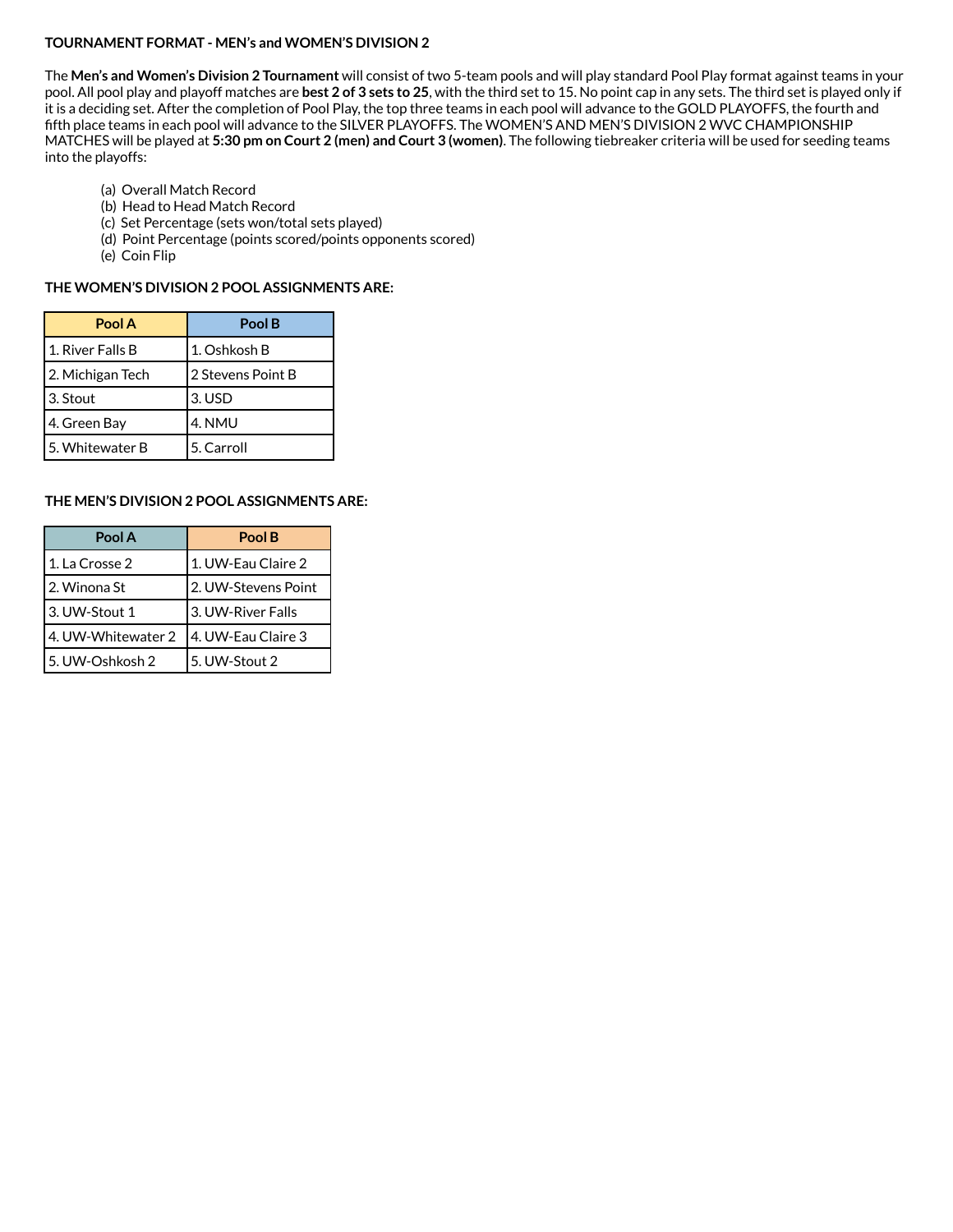**TOURNAMENT FORMAT - MEN's and WOMEN'S DIVISION 2**

The **Men's and Women's Division 2 Tournament** will consist of two 5-team pools and will play standard Pool Play format against teams in your pool. All pool play and playoff matches are **best 2 of 3 sets to 25**, with the third set to 15. No point cap in any sets. The third set is played only if it is a deciding set. After the completion of Pool Play, the top three teams in each pool will advance to the GOLD PLAYOFFS, the fourth and fifth place teams in each pool will advance to the SILVER PLAYOFFS. The WOMEN'S AND MEN'S DIVISION 2 WVC CHAMPIONSHIP MATCHES will be played at **5:30 pm on Court 2 (men) and Court 3 (women)**. The following tiebreaker criteria will be used for seeding teams into the playoffs:

(a) Overall Match Record
(b) Head to Head Match Record
(c) Set Percentage (sets won/total sets played)
(d) Point Percentage (points scored/points opponents scored)
(e) Coin Flip

**THE WOMEN'S DIVISION 2 POOL ASSIGNMENTS ARE:**

| Pool A | Pool B |
|---|---|
| 1. River Falls B | 1. Oshkosh B |
| 2. Michigan Tech | 2 Stevens Point B |
| 3. Stout | 3. USD |
| 4. Green Bay | 4. NMU |
| 5. Whitewater B | 5. Carroll |

**THE MEN'S DIVISION 2 POOL ASSIGNMENTS ARE:**

| Pool A | Pool B |
|---|---|
| 1. La Crosse 2 | 1. UW-Eau Claire 2 |
| 2. Winona St | 2. UW-Stevens Point |
| 3. UW-Stout 1 | 3. UW-River Falls |
| 4. UW-Whitewater 2 | 4. UW-Eau Claire 3 |
| 5. UW-Oshkosh 2 | 5. UW-Stout 2 |